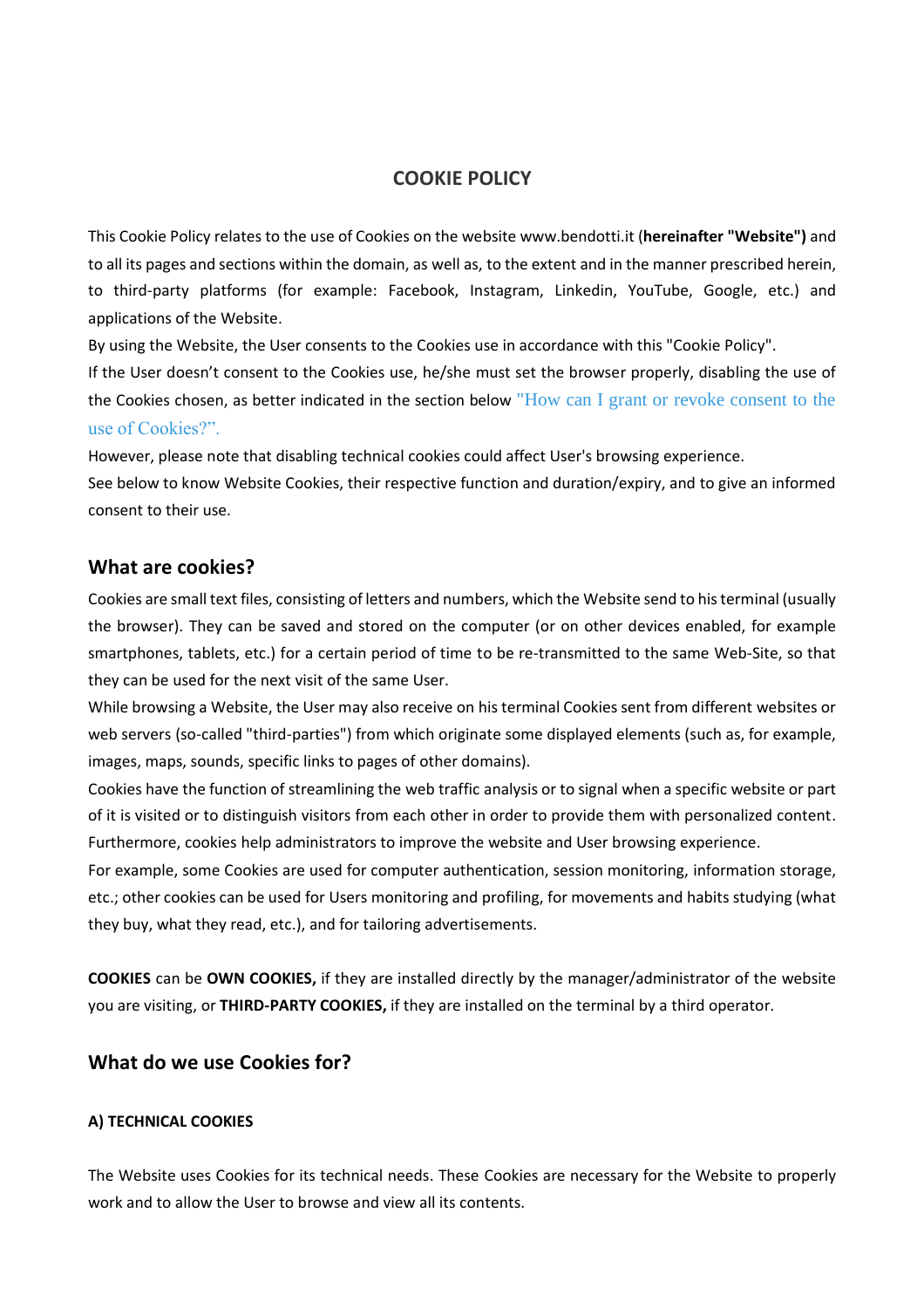# COOKIE POLICY

This Cookie Policy relates to the use of Cookies on the website www.bendotti.it (**hereinafter "Website")** and to all its pages and sections within the domain, as well as, to the extent and in the manner prescribed herein, to third-party platforms (for example: Facebook, Instagram, Linkedin, YouTube, Google, etc.) and applications of the Website.

By using the Website, the User consents to the Cookies use in accordance with this "Cookie Policy".

If the User doesn't consent to the Cookies use, he/she must set the browser properly, disabling the use of the Cookies chosen, as better indicated in the section below "How can I grant or revoke consent to the use of Cookies?".

However, please note that disabling technical cookies could affect User's browsing experience.

See below to know Website Cookies, their respective function and duration/expiry, and to give an informed consent to their use.

## What are cookies?

Cookies are small text files, consisting of letters and numbers, which the Website send to his terminal (usually the browser). They can be saved and stored on the computer (or on other devices enabled, for example smartphones, tablets, etc.) for a certain period of time to be re-transmitted to the same Web-Site, so that they can be used for the next visit of the same User.

While browsing a Website, the User may also receive on his terminal Cookies sent from different websites or web servers (so-called "third-parties") from which originate some displayed elements (such as, for example, images, maps, sounds, specific links to pages of other domains).

Cookies have the function of streamlining the web traffic analysis or to signal when a specific website or part of it is visited or to distinguish visitors from each other in order to provide them with personalized content. Furthermore, cookies help administrators to improve the website and User browsing experience.

For example, some Cookies are used for computer authentication, session monitoring, information storage, etc.; other cookies can be used for Users monitoring and profiling, for movements and habits studying (what they buy, what they read, etc.), and for tailoring advertisements.

**COOKIES** can be **OWN COOKIES,** if they are installed directly by the manager/administrator of the website you are visiting, or **THIRD-PARTY COOKIES,** if they are installed on the terminal by a third operator.

## What do we use Cookies for?

#### A) TECHNICAL COOKIES

The Website uses Cookies for its technical needs. These Cookies are necessary for the Website to properly work and to allow the User to browse and view all its contents.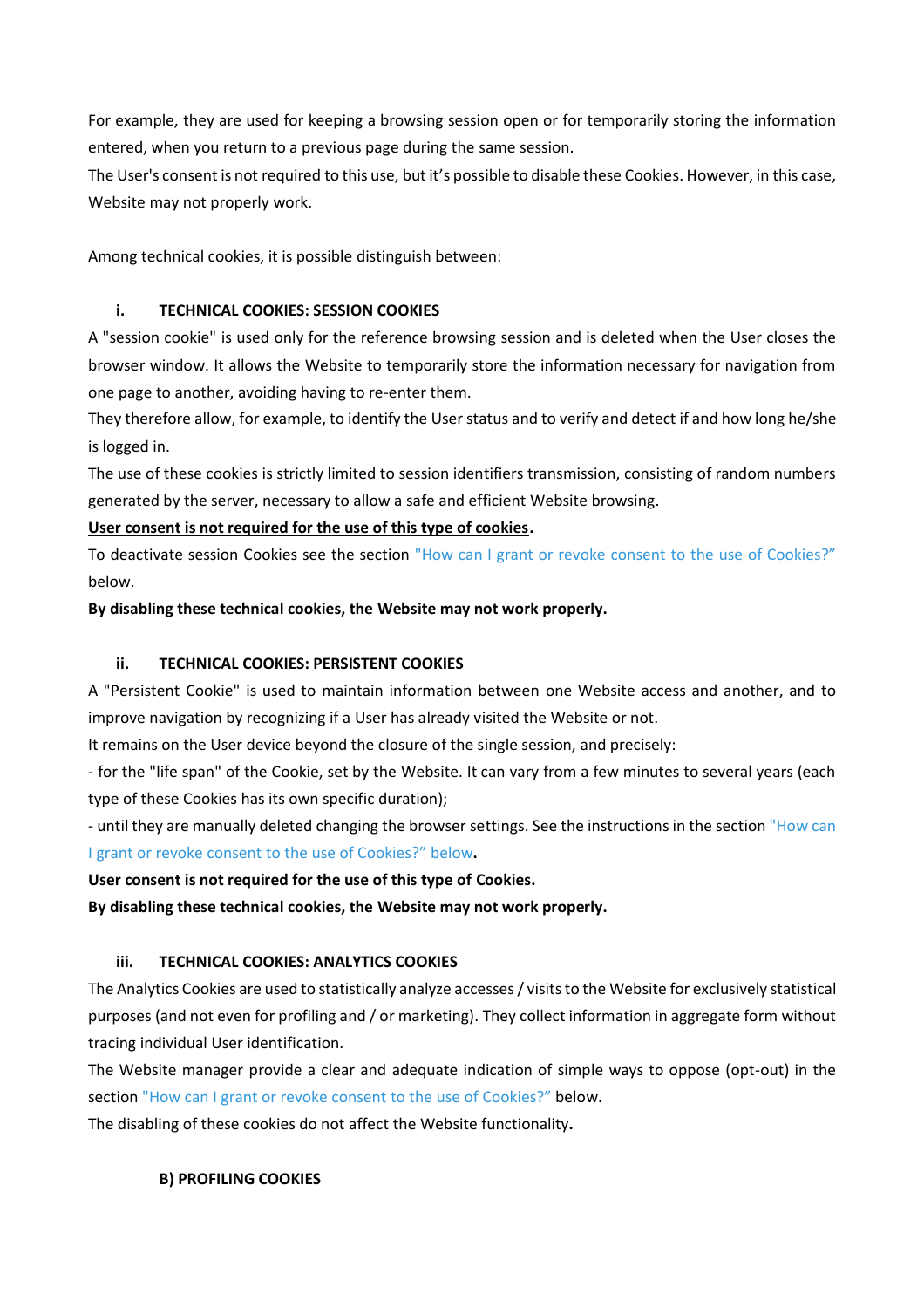For example, they are used for keeping a browsing session open or for temporarily storing the information entered, when you return to a previous page during the same session.
The User's consent is not required to this use, but it's possible to disable these Cookies. However, in this case, Website may not properly work.

Among technical cookies, it is possible distinguish between:

### i. TECHNICAL COOKIES: SESSION COOKIES

A "session cookie" is used only for the reference browsing session and is deleted when the User closes the browser window. It allows the Website to temporarily store the information necessary for navigation from one page to another, avoiding having to re-enter them.
They therefore allow, for example, to identify the User status and to verify and detect if and how long he/she is logged in.
The use of these cookies is strictly limited to session identifiers transmission, consisting of random numbers generated by the server, necessary to allow a safe and efficient Website browsing.
<u>**User consent is not required for the use of this type of cookies**</u>**.**
To deactivate session Cookies see the section "How can I grant or revoke consent to the use of Cookies?" below.
**By disabling these technical cookies, the Website may not work properly.**

### ii. TECHNICAL COOKIES: PERSISTENT COOKIES

A "Persistent Cookie" is used to maintain information between one Website access and another, and to improve navigation by recognizing if a User has already visited the Website or not.
It remains on the User device beyond the closure of the single session, and precisely:
- for the "life span" of the Cookie, set by the Website. It can vary from a few minutes to several years (each type of these Cookies has its own specific duration);
- until they are manually deleted changing the browser settings. See the instructions in the section "How can I grant or revoke consent to the use of Cookies?" below**.**
**User consent is not required for the use of this type of Cookies.**
**By disabling these technical cookies, the Website may not work properly.**

### iii. TECHNICAL COOKIES: ANALYTICS COOKIES

The Analytics Cookies are used to statistically analyze accesses / visits to the Website for exclusively statistical purposes (and not even for profiling and / or marketing). They collect information in aggregate form without tracing individual User identification.
The Website manager provide a clear and adequate indication of simple ways to oppose (opt-out) in the section "How can I grant or revoke consent to the use of Cookies?" below.
The disabling of these cookies do not affect the Website functionality**.**

## B) PROFILING COOKIES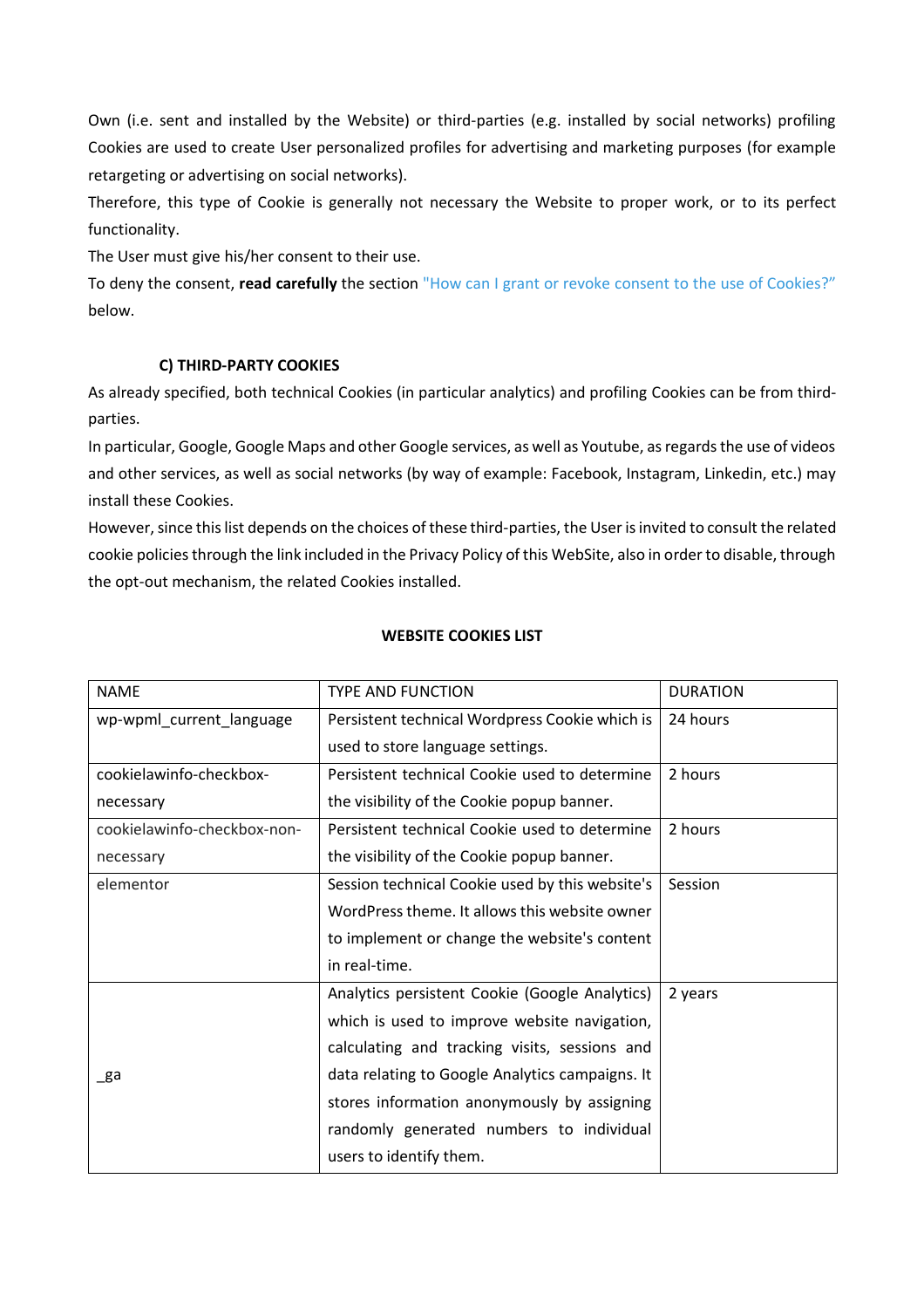Own (i.e. sent and installed by the Website) or third-parties (e.g. installed by social networks) profiling Cookies are used to create User personalized profiles for advertising and marketing purposes (for example retargeting or advertising on social networks).

Therefore, this type of Cookie is generally not necessary the Website to proper work, or to its perfect functionality.

The User must give his/her consent to their use.

To deny the consent, **read carefully** the section "How can I grant or revoke consent to the use of Cookies?" below.

### C) THIRD-PARTY COOKIES

As already specified, both technical Cookies (in particular analytics) and profiling Cookies can be from third-parties.

In particular, Google, Google Maps and other Google services, as well as Youtube, as regards the use of videos and other services, as well as social networks (by way of example: Facebook, Instagram, Linkedin, etc.) may install these Cookies.

However, since this list depends on the choices of these third-parties, the User is invited to consult the related cookie policies through the link included in the Privacy Policy of this WebSite, also in order to disable, through the opt-out mechanism, the related Cookies installed.

**WEBSITE COOKIES LIST**

| NAME | TYPE AND FUNCTION | DURATION |
|---|---|---|
| wp-wpml_current_language | Persistent technical Wordpress Cookie which is used to store language settings. | 24 hours |
| cookielawinfo-checkbox-necessary | Persistent technical Cookie used to determine the visibility of the Cookie popup banner. | 2 hours |
| cookielawinfo-checkbox-non-necessary | Persistent technical Cookie used to determine the visibility of the Cookie popup banner. | 2 hours |
| elementor | Session technical Cookie used by this website's WordPress theme. It allows this website owner to implement or change the website's content in real-time. | Session |
| _ga | Analytics persistent Cookie (Google Analytics) which is used to improve website navigation, calculating and tracking visits, sessions and data relating to Google Analytics campaigns. It stores information anonymously by assigning randomly generated numbers to individual users to identify them. | 2 years |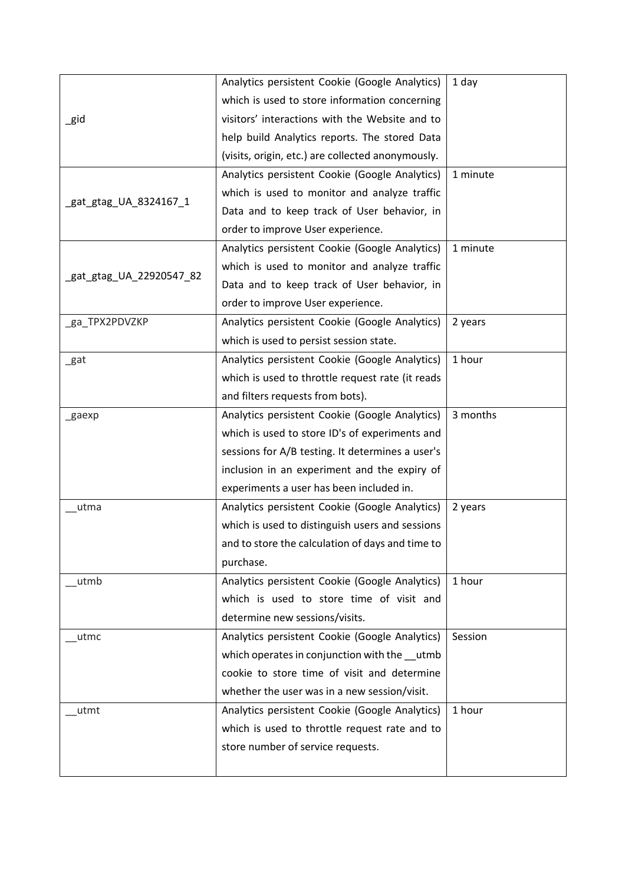| | | |
|---|---|---|
| _gid | Analytics persistent Cookie (Google Analytics) which is used to store information concerning visitors' interactions with the Website and to help build Analytics reports. The stored Data (visits, origin, etc.) are collected anonymously. | 1 day |
| _gat_gtag_UA_8324167_1 | Analytics persistent Cookie (Google Analytics) which is used to monitor and analyze traffic Data and to keep track of User behavior, in order to improve User experience. | 1 minute |
| _gat_gtag_UA_22920547_82 | Analytics persistent Cookie (Google Analytics) which is used to monitor and analyze traffic Data and to keep track of User behavior, in order to improve User experience. | 1 minute |
| _ga_TPX2PDVZKP | Analytics persistent Cookie (Google Analytics) which is used to persist session state. | 2 years |
| _gat | Analytics persistent Cookie (Google Analytics) which is used to throttle request rate (it reads and filters requests from bots). | 1 hour |
| _gaexp | Analytics persistent Cookie (Google Analytics) which is used to store ID's of experiments and sessions for A/B testing. It determines a user's inclusion in an experiment and the expiry of experiments a user has been included in. | 3 months |
| __utma | Analytics persistent Cookie (Google Analytics) which is used to distinguish users and sessions and to store the calculation of days and time to purchase. | 2 years |
| __utmb | Analytics persistent Cookie (Google Analytics) which is used to store time of visit and determine new sessions/visits. | 1 hour |
| __utmc | Analytics persistent Cookie (Google Analytics) which operates in conjunction with the __utmb cookie to store time of visit and determine whether the user was in a new session/visit. | Session |
| __utmt | Analytics persistent Cookie (Google Analytics) which is used to throttle request rate and to store number of service requests. | 1 hour |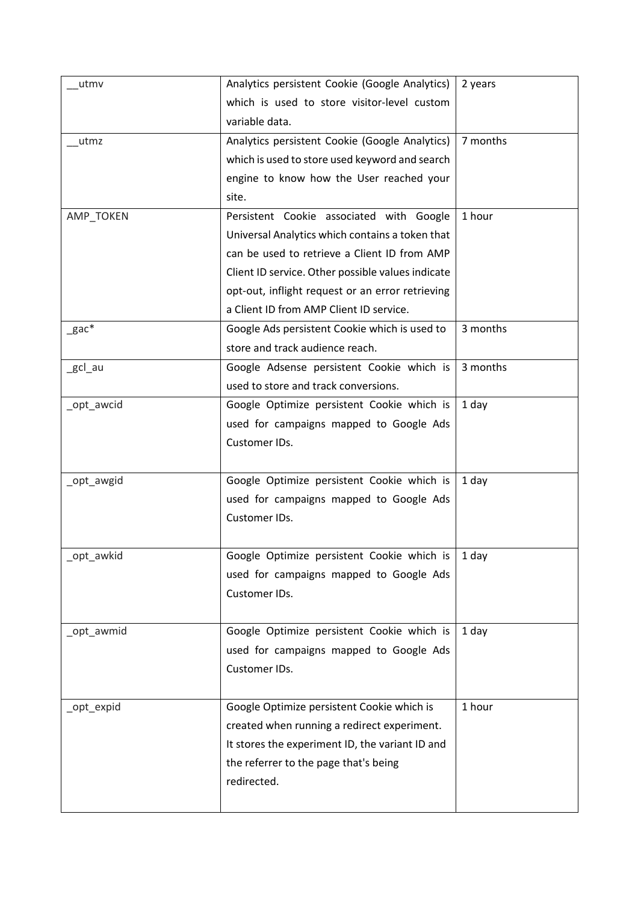| | | |
|---|---|---|
| __utmv | Analytics persistent Cookie (Google Analytics) which is used to store visitor-level custom variable data. | 2 years |
| __utmz | Analytics persistent Cookie (Google Analytics) which is used to store used keyword and search engine to know how the User reached your site. | 7 months |
| AMP_TOKEN | Persistent Cookie associated with Google Universal Analytics which contains a token that can be used to retrieve a Client ID from AMP Client ID service. Other possible values indicate opt-out, inflight request or an error retrieving a Client ID from AMP Client ID service. | 1 hour |
| _gac* | Google Ads persistent Cookie which is used to store and track audience reach. | 3 months |
| _gcl_au | Google Adsense persistent Cookie which is used to store and track conversions. | 3 months |
| _opt_awcid | Google Optimize persistent Cookie which is used for campaigns mapped to Google Ads Customer IDs. | 1 day |
| _opt_awgid | Google Optimize persistent Cookie which is used for campaigns mapped to Google Ads Customer IDs. | 1 day |
| _opt_awkid | Google Optimize persistent Cookie which is used for campaigns mapped to Google Ads Customer IDs. | 1 day |
| _opt_awmid | Google Optimize persistent Cookie which is used for campaigns mapped to Google Ads Customer IDs. | 1 day |
| _opt_expid | Google Optimize persistent Cookie which is created when running a redirect experiment. It stores the experiment ID, the variant ID and the referrer to the page that's being redirected. | 1 hour |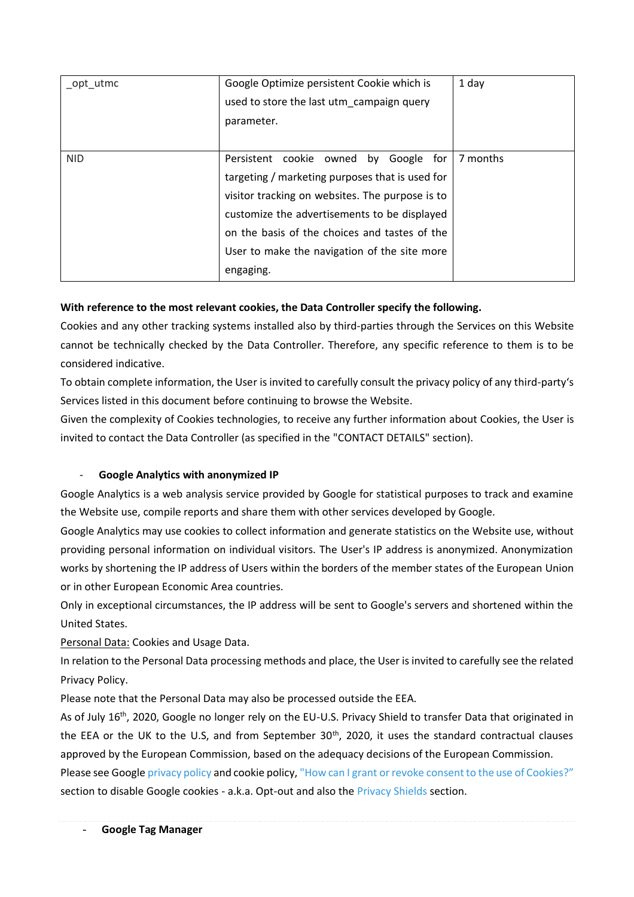| _opt_utmc | Google Optimize persistent Cookie which is used to store the last utm_campaign query parameter. | 1 day |
| --- | --- | --- |
| NID | Persistent cookie owned by Google for targeting / marketing purposes that is used for visitor tracking on websites. The purpose is to customize the advertisements to be displayed on the basis of the choices and tastes of the User to make the navigation of the site more engaging. | 7 months |

**With reference to the most relevant cookies, the Data Controller specify the following.**

Cookies and any other tracking systems installed also by third-parties through the Services on this Website cannot be technically checked by the Data Controller. Therefore, any specific reference to them is to be considered indicative.

To obtain complete information, the User is invited to carefully consult the privacy policy of any third-party's Services listed in this document before continuing to browse the Website.

Given the complexity of Cookies technologies, to receive any further information about Cookies, the User is invited to contact the Data Controller (as specified in the "CONTACT DETAILS" section).

- **Google Analytics with anonymized IP**

Google Analytics is a web analysis service provided by Google for statistical purposes to track and examine the Website use, compile reports and share them with other services developed by Google.

Google Analytics may use cookies to collect information and generate statistics on the Website use, without providing personal information on individual visitors. The User's IP address is anonymized. Anonymization works by shortening the IP address of Users within the borders of the member states of the European Union or in other European Economic Area countries.

Only in exceptional circumstances, the IP address will be sent to Google's servers and shortened within the United States.

Personal Data: Cookies and Usage Data.

In relation to the Personal Data processing methods and place, the User is invited to carefully see the related Privacy Policy.

Please note that the Personal Data may also be processed outside the EEA.

As of July 16th, 2020, Google no longer rely on the EU-U.S. Privacy Shield to transfer Data that originated in the EEA or the UK to the U.S, and from September 30th, 2020, it uses the standard contractual clauses approved by the European Commission, based on the adequacy decisions of the European Commission.

Please see Google privacy policy and cookie policy, "How can I grant or revoke consent to the use of Cookies?" section to disable Google cookies - a.k.a. Opt-out and also the Privacy Shields section.

- **Google Tag Manager**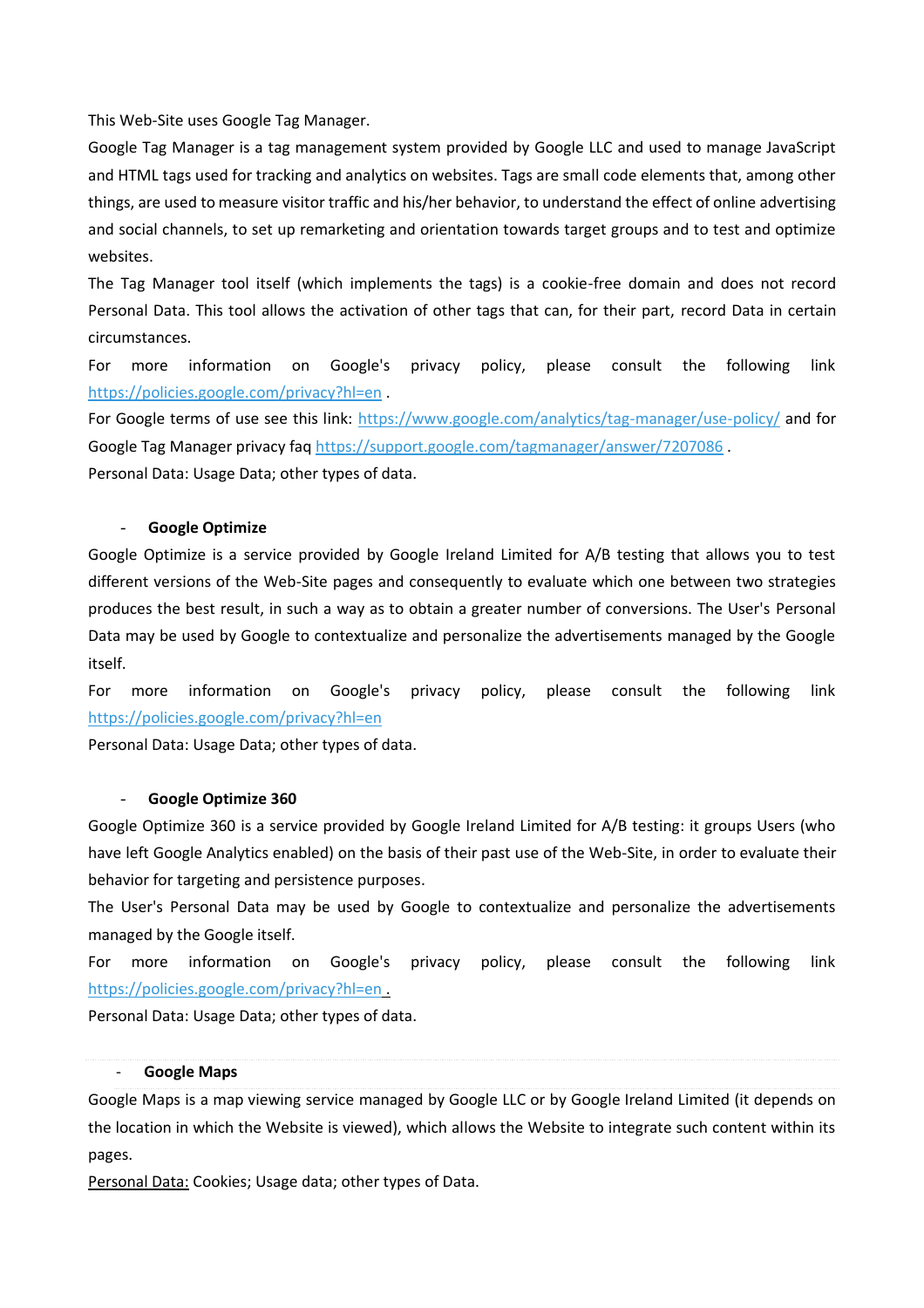This Web-Site uses Google Tag Manager.

Google Tag Manager is a tag management system provided by Google LLC and used to manage JavaScript and HTML tags used for tracking and analytics on websites. Tags are small code elements that, among other things, are used to measure visitor traffic and his/her behavior, to understand the effect of online advertising and social channels, to set up remarketing and orientation towards target groups and to test and optimize websites.

The Tag Manager tool itself (which implements the tags) is a cookie-free domain and does not record Personal Data. This tool allows the activation of other tags that can, for their part, record Data in certain circumstances.

For more information on Google's privacy policy, please consult the following link [https://policies.google.com/privacy?hl=en](https://policies.google.com/privacy?hl=en) .

For Google terms of use see this link: [https://www.google.com/analytics/tag-manager/use-policy/](https://www.google.com/analytics/tag-manager/use-policy/) and for Google Tag Manager privacy faq [https://support.google.com/tagmanager/answer/7207086](https://support.google.com/tagmanager/answer/7207086) .

Personal Data: Usage Data; other types of data.

- **Google Optimize**

Google Optimize is a service provided by Google Ireland Limited for A/B testing that allows you to test different versions of the Web-Site pages and consequently to evaluate which one between two strategies produces the best result, in such a way as to obtain a greater number of conversions. The User's Personal Data may be used by Google to contextualize and personalize the advertisements managed by the Google itself.

For more information on Google's privacy policy, please consult the following link [https://policies.google.com/privacy?hl=en](https://policies.google.com/privacy?hl=en)

Personal Data: Usage Data; other types of data.

- **Google Optimize 360**

Google Optimize 360 is a service provided by Google Ireland Limited for A/B testing: it groups Users (who have left Google Analytics enabled) on the basis of their past use of the Web-Site, in order to evaluate their behavior for targeting and persistence purposes.

The User's Personal Data may be used by Google to contextualize and personalize the advertisements managed by the Google itself.

For more information on Google's privacy policy, please consult the following link [https://policies.google.com/privacy?hl=en](https://policies.google.com/privacy?hl=en) .

Personal Data: Usage Data; other types of data.

- **Google Maps**

Google Maps is a map viewing service managed by Google LLC or by Google Ireland Limited (it depends on the location in which the Website is viewed), which allows the Website to integrate such content within its pages.

Personal Data: Cookies; Usage data; other types of Data.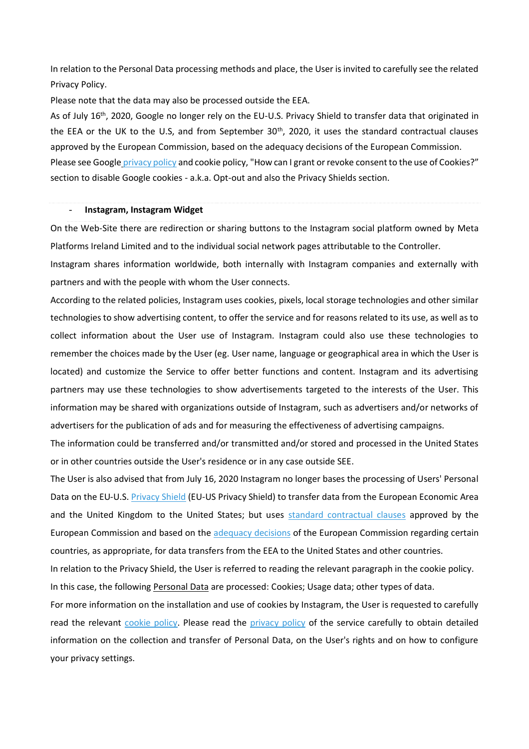In relation to the Personal Data processing methods and place, the User is invited to carefully see the related Privacy Policy.

Please note that the data may also be processed outside the EEA.

As of July 16th, 2020, Google no longer rely on the EU-U.S. Privacy Shield to transfer data that originated in the EEA or the UK to the U.S, and from September 30th, 2020, it uses the standard contractual clauses approved by the European Commission, based on the adequacy decisions of the European Commission.

Please see Google privacy policy and cookie policy, "How can I grant or revoke consent to the use of Cookies?" section to disable Google cookies - a.k.a. Opt-out and also the Privacy Shields section.

- **Instagram, Instagram Widget**

On the Web-Site there are redirection or sharing buttons to the Instagram social platform owned by Meta Platforms Ireland Limited and to the individual social network pages attributable to the Controller.

Instagram shares information worldwide, both internally with Instagram companies and externally with partners and with the people with whom the User connects.

According to the related policies, Instagram uses cookies, pixels, local storage technologies and other similar technologies to show advertising content, to offer the service and for reasons related to its use, as well as to collect information about the User use of Instagram. Instagram could also use these technologies to remember the choices made by the User (eg. User name, language or geographical area in which the User is located) and customize the Service to offer better functions and content. Instagram and its advertising partners may use these technologies to show advertisements targeted to the interests of the User. This information may be shared with organizations outside of Instagram, such as advertisers and/or networks of advertisers for the publication of ads and for measuring the effectiveness of advertising campaigns.

The information could be transferred and/or transmitted and/or stored and processed in the United States or in other countries outside the User's residence or in any case outside SEE.

The User is also advised that from July 16, 2020 Instagram no longer bases the processing of Users' Personal Data on the EU-U.S. Privacy Shield (EU-US Privacy Shield) to transfer data from the European Economic Area and the United Kingdom to the United States; but uses standard contractual clauses approved by the European Commission and based on the adequacy decisions of the European Commission regarding certain countries, as appropriate, for data transfers from the EEA to the United States and other countries.

In relation to the Privacy Shield, the User is referred to reading the relevant paragraph in the cookie policy.

In this case, the following Personal Data are processed: Cookies; Usage data; other types of data.

For more information on the installation and use of cookies by Instagram, the User is requested to carefully read the relevant cookie policy. Please read the privacy policy of the service carefully to obtain detailed information on the collection and transfer of Personal Data, on the User's rights and on how to configure your privacy settings.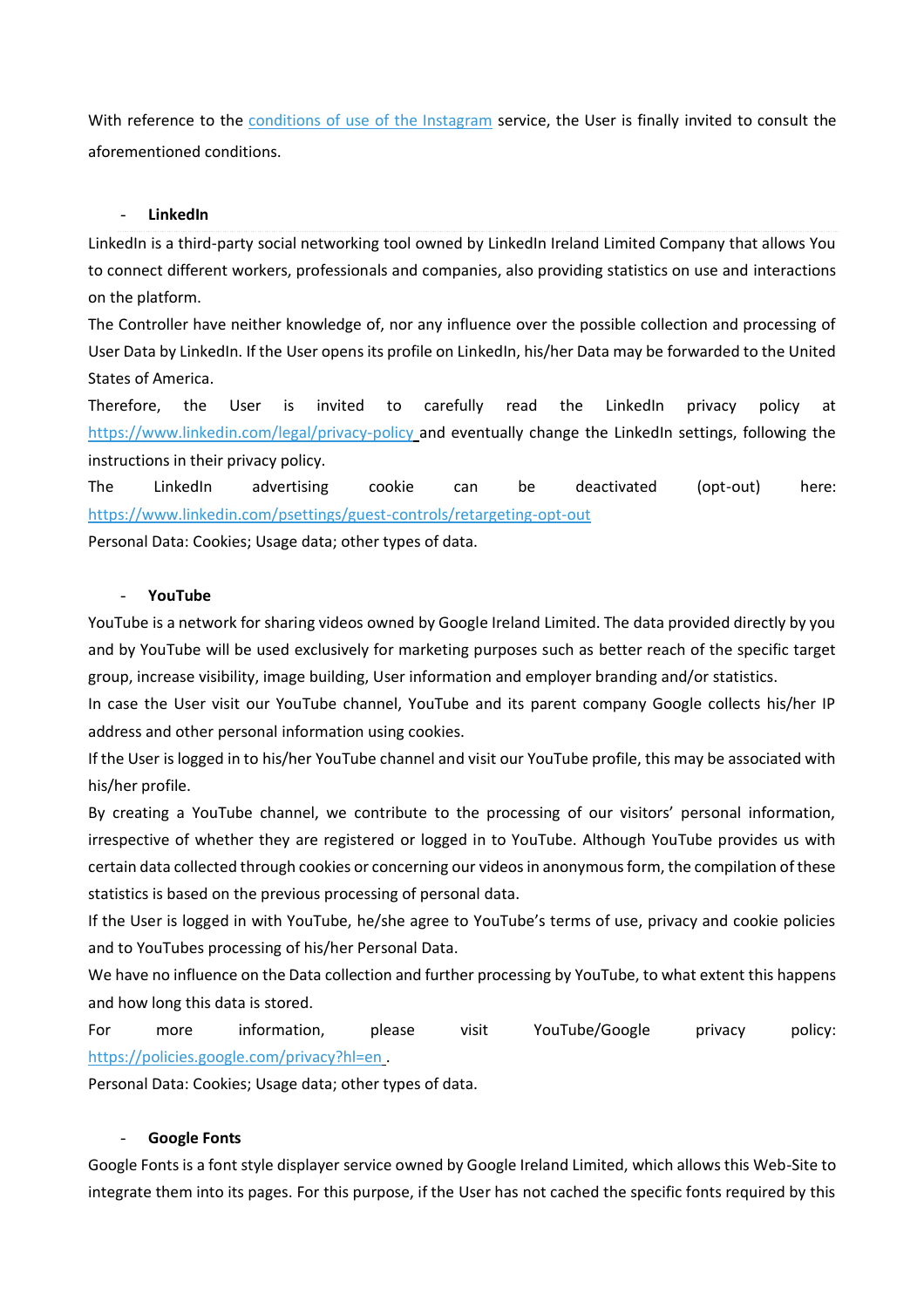With reference to the [conditions of use of the Instagram]() service, the User is finally invited to consult the aforementioned conditions.

- **LinkedIn**

LinkedIn is a third-party social networking tool owned by LinkedIn Ireland Limited Company that allows You to connect different workers, professionals and companies, also providing statistics on use and interactions on the platform.

The Controller have neither knowledge of, nor any influence over the possible collection and processing of User Data by LinkedIn. If the User opens its profile on LinkedIn, his/her Data may be forwarded to the United States of America.

Therefore, the User is invited to carefully read the LinkedIn privacy policy at https://www.linkedin.com/legal/privacy-policy and eventually change the LinkedIn settings, following the instructions in their privacy policy.

The LinkedIn advertising cookie can be deactivated (opt-out) here: https://www.linkedin.com/psettings/guest-controls/retargeting-opt-out

Personal Data: Cookies; Usage data; other types of data.

- **YouTube**

YouTube is a network for sharing videos owned by Google Ireland Limited. The data provided directly by you and by YouTube will be used exclusively for marketing purposes such as better reach of the specific target group, increase visibility, image building, User information and employer branding and/or statistics.

In case the User visit our YouTube channel, YouTube and its parent company Google collects his/her IP address and other personal information using cookies.

If the User is logged in to his/her YouTube channel and visit our YouTube profile, this may be associated with his/her profile.

By creating a YouTube channel, we contribute to the processing of our visitors' personal information, irrespective of whether they are registered or logged in to YouTube. Although YouTube provides us with certain data collected through cookies or concerning our videos in anonymous form, the compilation of these statistics is based on the previous processing of personal data.

If the User is logged in with YouTube, he/she agree to YouTube's terms of use, privacy and cookie policies and to YouTubes processing of his/her Personal Data.

We have no influence on the Data collection and further processing by YouTube, to what extent this happens and how long this data is stored.

For more information, please visit YouTube/Google privacy policy: https://policies.google.com/privacy?hl=en .

Personal Data: Cookies; Usage data; other types of data.

- **Google Fonts**

Google Fonts is a font style displayer service owned by Google Ireland Limited, which allows this Web-Site to integrate them into its pages. For this purpose, if the User has not cached the specific fonts required by this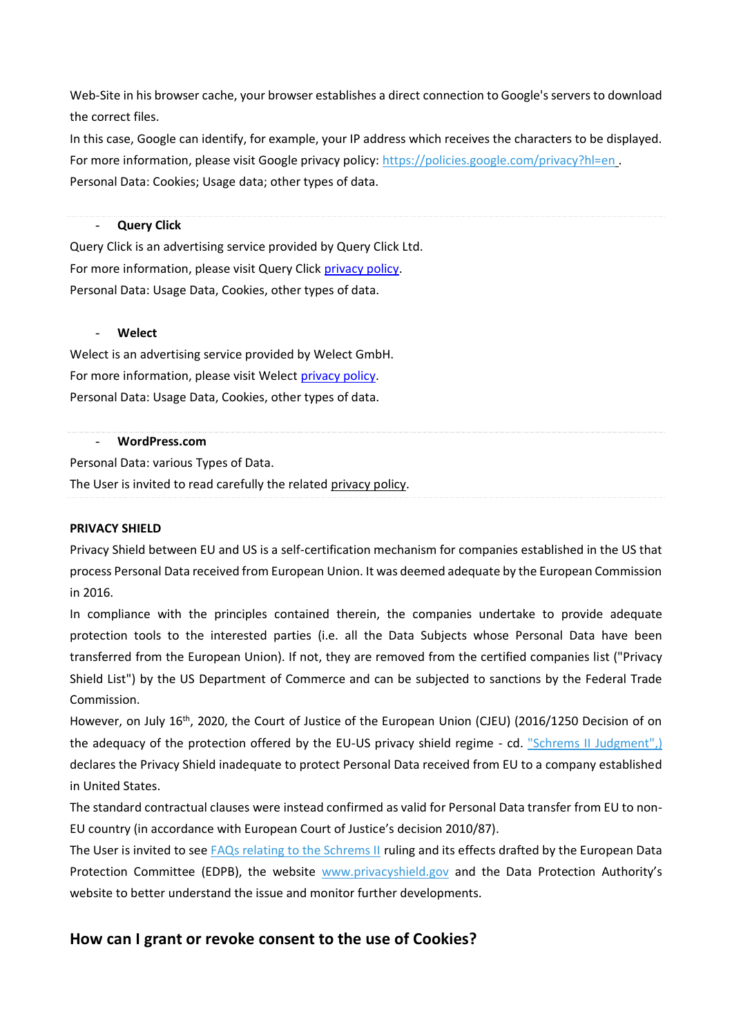Web-Site in his browser cache, your browser establishes a direct connection to Google's servers to download the correct files.

In this case, Google can identify, for example, your IP address which receives the characters to be displayed.

For more information, please visit Google privacy policy: https://policies.google.com/privacy?hl=en .

Personal Data: Cookies; Usage data; other types of data.

- **Query Click**

Query Click is an advertising service provided by Query Click Ltd.

For more information, please visit Query Click privacy policy.

Personal Data: Usage Data, Cookies, other types of data.

- **Welect**

Welect is an advertising service provided by Welect GmbH.

For more information, please visit Welect privacy policy.

Personal Data: Usage Data, Cookies, other types of data.

- **WordPress.com**

Personal Data: various Types of Data.

The User is invited to read carefully the related privacy policy.

**PRIVACY SHIELD**

Privacy Shield between EU and US is a self-certification mechanism for companies established in the US that process Personal Data received from European Union. It was deemed adequate by the European Commission in 2016.

In compliance with the principles contained therein, the companies undertake to provide adequate protection tools to the interested parties (i.e. all the Data Subjects whose Personal Data have been transferred from the European Union). If not, they are removed from the certified companies list ("Privacy Shield List") by the US Department of Commerce and can be subjected to sanctions by the Federal Trade Commission.

However, on July 16th, 2020, the Court of Justice of the European Union (CJEU) (2016/1250 Decision of on the adequacy of the protection offered by the EU-US privacy shield regime - cd. "Schrems II Judgment",) declares the Privacy Shield inadequate to protect Personal Data received from EU to a company established in United States.

The standard contractual clauses were instead confirmed as valid for Personal Data transfer from EU to non-EU country (in accordance with European Court of Justice's decision 2010/87).

The User is invited to see FAQs relating to the Schrems II ruling and its effects drafted by the European Data Protection Committee (EDPB), the website www.privacyshield.gov and the Data Protection Authority's website to better understand the issue and monitor further developments.

## How can I grant or revoke consent to the use of Cookies?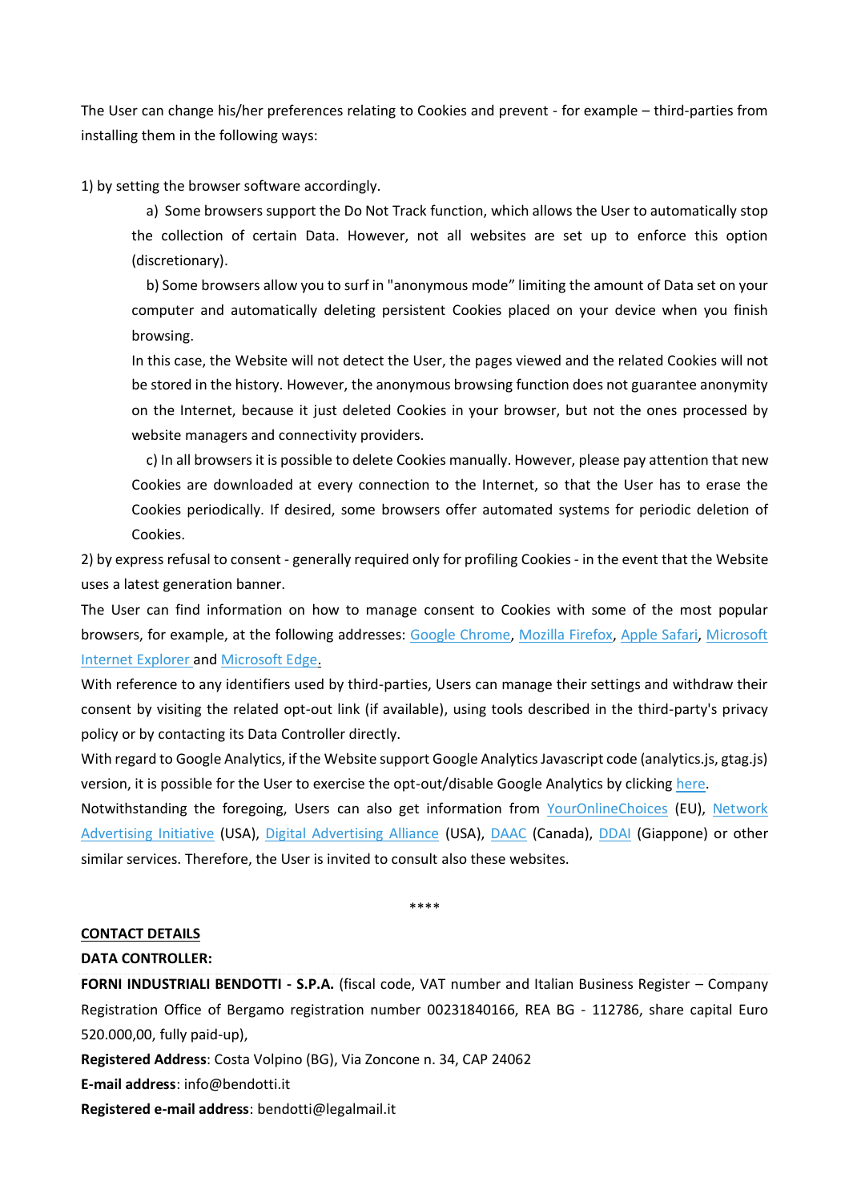The User can change his/her preferences relating to Cookies and prevent - for example – third-parties from installing them in the following ways:

1) by setting the browser software accordingly.

a) Some browsers support the Do Not Track function, which allows the User to automatically stop the collection of certain Data. However, not all websites are set up to enforce this option (discretionary).

b) Some browsers allow you to surf in "anonymous mode" limiting the amount of Data set on your computer and automatically deleting persistent Cookies placed on your device when you finish browsing.
In this case, the Website will not detect the User, the pages viewed and the related Cookies will not be stored in the history. However, the anonymous browsing function does not guarantee anonymity on the Internet, because it just deleted Cookies in your browser, but not the ones processed by website managers and connectivity providers.

c) In all browsers it is possible to delete Cookies manually. However, please pay attention that new Cookies are downloaded at every connection to the Internet, so that the User has to erase the Cookies periodically. If desired, some browsers offer automated systems for periodic deletion of Cookies.

2) by express refusal to consent - generally required only for profiling Cookies - in the event that the Website uses a latest generation banner.

The User can find information on how to manage consent to Cookies with some of the most popular browsers, for example, at the following addresses: Google Chrome, Mozilla Firefox, Apple Safari, Microsoft Internet Explorer and Microsoft Edge.

With reference to any identifiers used by third-parties, Users can manage their settings and withdraw their consent by visiting the related opt-out link (if available), using tools described in the third-party's privacy policy or by contacting its Data Controller directly.

With regard to Google Analytics, if the Website support Google Analytics Javascript code (analytics.js, gtag.js) version, it is possible for the User to exercise the opt-out/disable Google Analytics by clicking here.

Notwithstanding the foregoing, Users can also get information from YourOnlineChoices (EU), Network Advertising Initiative (USA), Digital Advertising Alliance (USA), DAAC (Canada), DDAI (Giappone) or other similar services. Therefore, the User is invited to consult also these websites.

****

## CONTACT DETAILS

**DATA CONTROLLER:**

**FORNI INDUSTRIALI BENDOTTI - S.P.A.** (fiscal code, VAT number and Italian Business Register – Company Registration Office of Bergamo registration number 00231840166, REA BG - 112786, share capital Euro 520.000,00, fully paid-up),

**Registered Address**: Costa Volpino (BG), Via Zoncone n. 34, CAP 24062

**E-mail address**: info@bendotti.it

**Registered e-mail address**: bendotti@legalmail.it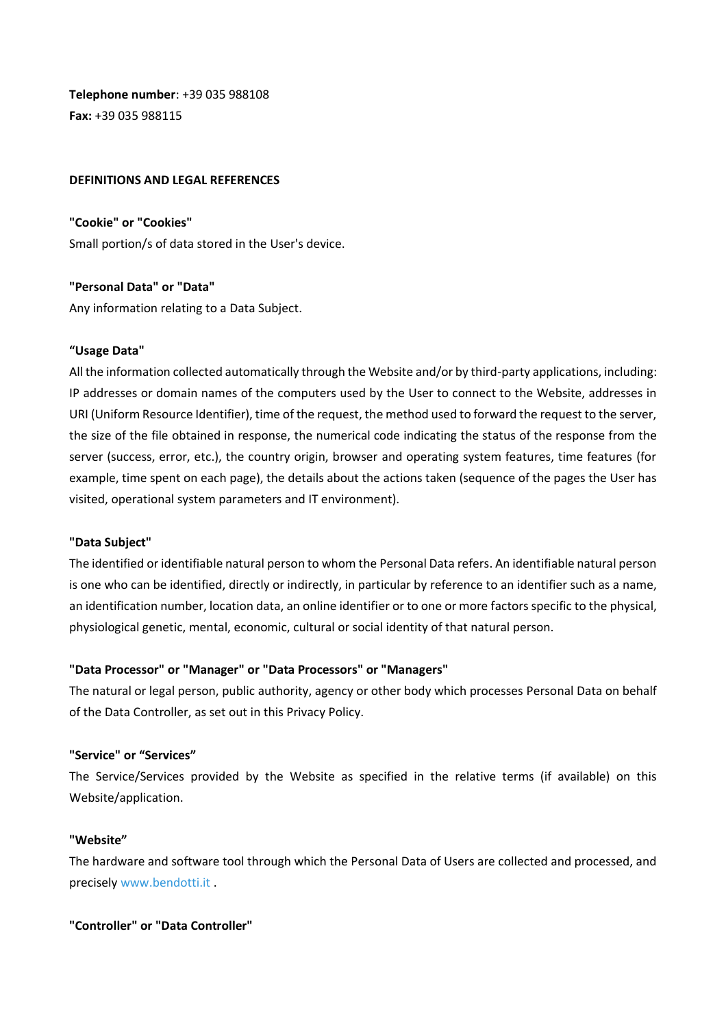**Telephone number**: +39 035 988108
**Fax:** +39 035 988115

**DEFINITIONS AND LEGAL REFERENCES**

**"Cookie" or "Cookies"**
Small portion/s of data stored in the User's device.

**"Personal Data" or "Data"**
Any information relating to a Data Subject.

**"Usage Data"**
All the information collected automatically through the Website and/or by third-party applications, including: IP addresses or domain names of the computers used by the User to connect to the Website, addresses in URI (Uniform Resource Identifier), time of the request, the method used to forward the request to the server, the size of the file obtained in response, the numerical code indicating the status of the response from the server (success, error, etc.), the country origin, browser and operating system features, time features (for example, time spent on each page), the details about the actions taken (sequence of the pages the User has visited, operational system parameters and IT environment).

**"Data Subject"**
The identified or identifiable natural person to whom the Personal Data refers. An identifiable natural person is one who can be identified, directly or indirectly, in particular by reference to an identifier such as a name, an identification number, location data, an online identifier or to one or more factors specific to the physical, physiological genetic, mental, economic, cultural or social identity of that natural person.

**"Data Processor" or "Manager" or "Data Processors" or "Managers"**
The natural or legal person, public authority, agency or other body which processes Personal Data on behalf of the Data Controller, as set out in this Privacy Policy.

**"Service" or "Services"**
The Service/Services provided by the Website as specified in the relative terms (if available) on this Website/application.

**"Website"**
The hardware and software tool through which the Personal Data of Users are collected and processed, and precisely www.bendotti.it .

**"Controller" or "Data Controller"**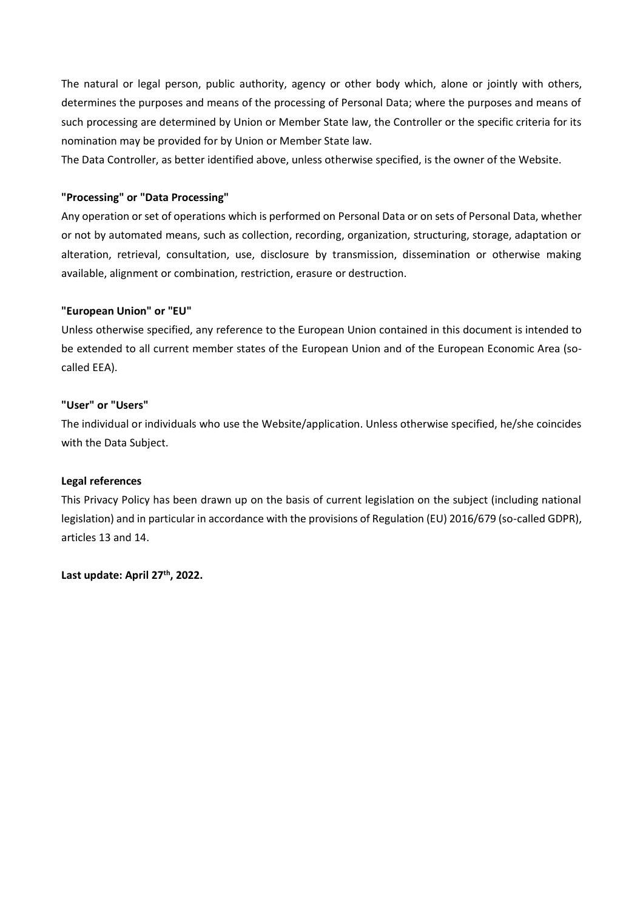The natural or legal person, public authority, agency or other body which, alone or jointly with others, determines the purposes and means of the processing of Personal Data; where the purposes and means of such processing are determined by Union or Member State law, the Controller or the specific criteria for its nomination may be provided for by Union or Member State law.

The Data Controller, as better identified above, unless otherwise specified, is the owner of the Website.

**"Processing" or "Data Processing"**

Any operation or set of operations which is performed on Personal Data or on sets of Personal Data, whether or not by automated means, such as collection, recording, organization, structuring, storage, adaptation or alteration, retrieval, consultation, use, disclosure by transmission, dissemination or otherwise making available, alignment or combination, restriction, erasure or destruction.

**"European Union" or "EU"**

Unless otherwise specified, any reference to the European Union contained in this document is intended to be extended to all current member states of the European Union and of the European Economic Area (so-called EEA).

**"User" or "Users"**

The individual or individuals who use the Website/application. Unless otherwise specified, he/she coincides with the Data Subject.

**Legal references**

This Privacy Policy has been drawn up on the basis of current legislation on the subject (including national legislation) and in particular in accordance with the provisions of Regulation (EU) 2016/679 (so-called GDPR), articles 13 and 14.

**Last update: April 27th, 2022.**